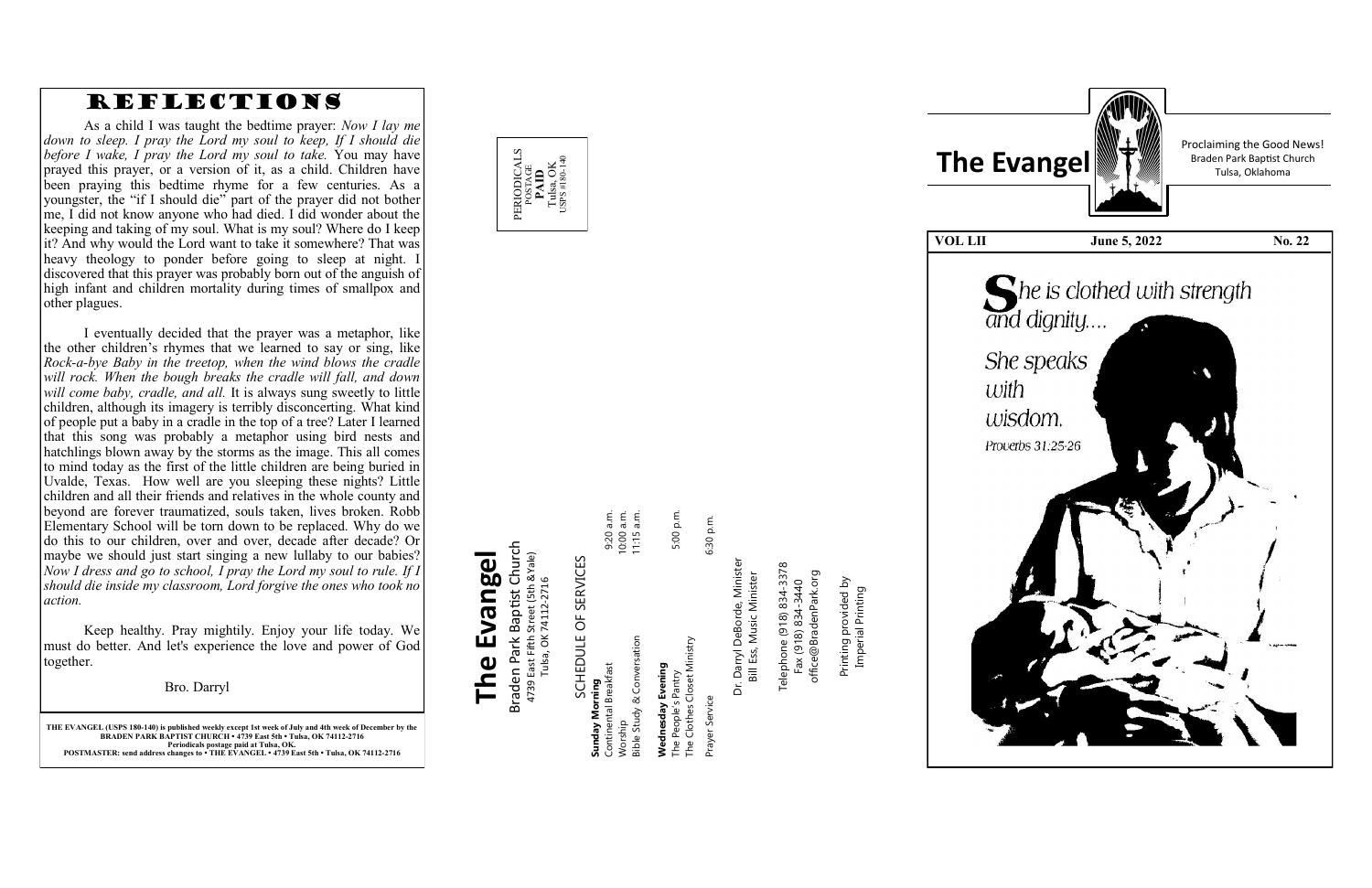# REFLECTIONS

As a child I was taught the bedtime prayer: *Now I lay me down to sleep. I pray the Lord my soul to keep, If I should die before I wake, I pray the Lord my soul to take.* You may have prayed this prayer, or a version of it, as a child. Children have been praying this bedtime rhyme for a few centuries. As a youngster, the "if I should die" part of the prayer did not bother me, I did not know anyone who had died. I did wonder about the keeping and taking of my soul. What is my soul? Where do I keep it? And why would the Lord want to take it somewhere? That was heavy theology to ponder before going to sleep at night. I discovered that this prayer was probably born out of the anguish of high infant and children mortality during times of smallpox and other plagues.

I eventually decided that the prayer was a metaphor, like the other children's rhymes that we learned to say or sing, like *Rock-a-bye Baby in the treetop, when the wind blows the cradle will rock. When the bough breaks the cradle will fall, and down will come baby, cradle, and all.* It is always sung sweetly to little children, although its imagery is terribly disconcerting. What kind of people put a baby in a cradle in the top of a tree? Later I learned that this song was probably a metaphor using bird nests and hatchlings blown away by the storms as the image. This all comes to mind today as the first of the little children are being buried in Uvalde, Texas. How well are you sleeping these nights? Little children and all their friends and relatives in the whole county and beyond are forever traumatized, souls taken, lives broken. Robb Elementary School will be torn down to be replaced. Why do we do this to our children, over and over, decade after decade? Or maybe we should just start singing a new lullaby to our babies? *Now I dress and go to school, I pray the Lord my soul to rule. If I should die inside my classroom, Lord forgive the ones who took no action.*

Keep healthy. Pray mightily. Enjoy your life today. We must do better. And let's experience the love and power of God together.

Bro. Darryl

**THE EVANGEL (USPS 180-140) is published weekly except 1st week of July and 4th week of December by the BRADEN PARK BAPTIST CHURCH • 4739 East 5th • Tulsa, OK 74112-2716**
**Periodicals postage paid at Tulsa, OK.**
**POSTMASTER: send address changes to • THE EVANGEL • 4739 East 5th • Tulsa, OK 74112-2716**

PERIODICALS
POSTAGE
**PAID**
Tulsa, OK
USPS #180-140

# The Evangel

Braden Park Baptist Church
4739 East Fifth Street (5th & Yale)
Tulsa, OK 74112-2716

## SCHEDULE OF SERVICES

**Sunday Morning**
Continental Breakfast 9:20 a.m.
Worship 10:00 a.m.
Bible Study & Conversation 11:15 a.m.

**Wednesday Evening**
The People's Pantry 5:00 p.m.
The Clothes Closet Ministry

Prayer Service 6:30 p.m.

Dr. Darryl DeBorde, Minister
Bill Ess, Music Minister

Telephone (918) 834-3378
Fax (918) 834-3440
office@BradenPark.org

Printing provided by
Imperial Printing

# The Evangel

Proclaiming the Good News!
Braden Park Baptist Church
Tulsa, Oklahoma

| VOL LII | June 5, 2022 | No. 22 |
|---|---|---|

*She is clothed with strength and dignity....*

*She speaks with wisdom.*

*Proverbs 31:25-26*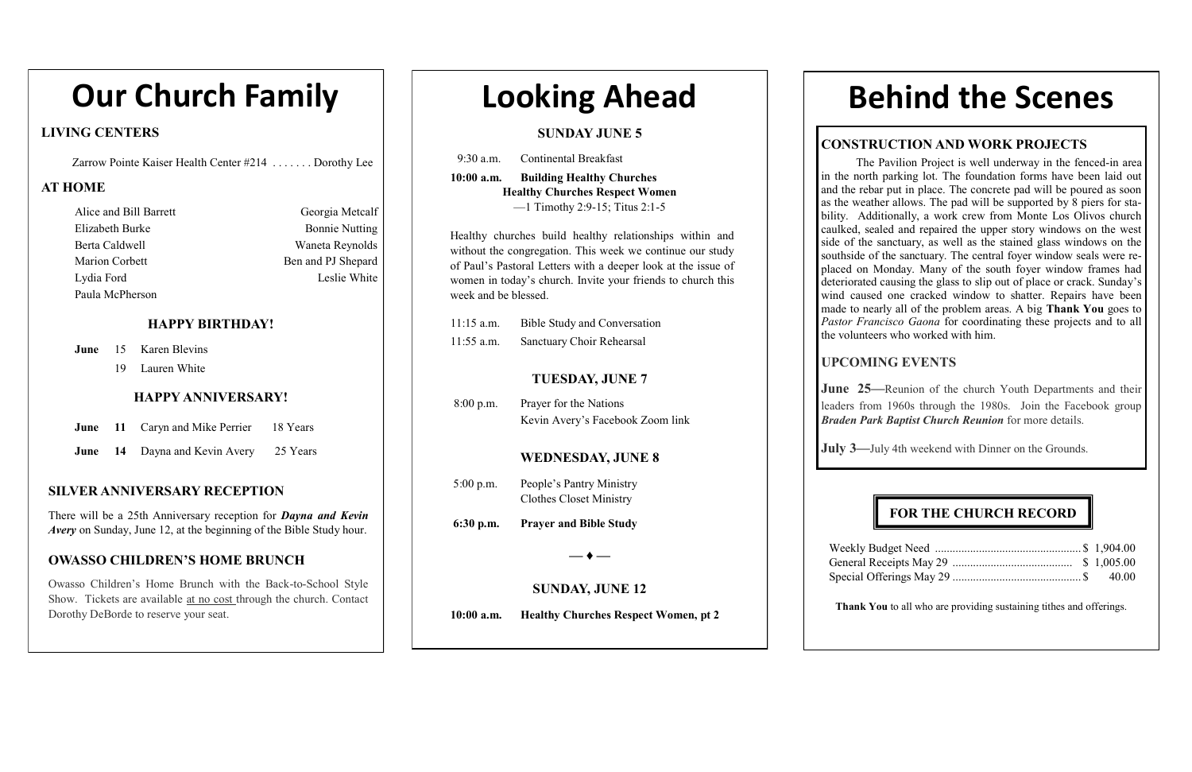# Our Church Family

### LIVING CENTERS

Zarrow Pointe Kaiser Health Center #214 . . . . . . . Dorothy Lee

### AT HOME

| | |
|---|---|
| Alice and Bill Barrett | Georgia Metcalf |
| Elizabeth Burke | Bonnie Nutting |
| Berta Caldwell | Waneta Reynolds |
| Marion Corbett | Ben and PJ Shepard |
| Lydia Ford | Leslie White |
| Paula McPherson | |

### HAPPY BIRTHDAY!

| | | |
|---|---|---|
| **June** | 15 | Karen Blevins |
| | 19 | Lauren White |

### HAPPY ANNIVERSARY!

| | | | |
|---|---|---|---|
| **June** | **11** | Caryn and Mike Perrier | 18 Years |
| **June** | **14** | Dayna and Kevin Avery | 25 Years |

### SILVER ANNIVERSARY RECEPTION

There will be a 25th Anniversary reception for ***Dayna and Kevin Avery*** on Sunday, June 12, at the beginning of the Bible Study hour.

### OWASSO CHILDREN'S HOME BRUNCH

Owasso Children's Home Brunch with the Back-to-School Style Show. Tickets are available at no cost through the church. Contact Dorothy DeBorde to reserve your seat.

# Looking Ahead

### SUNDAY JUNE 5

9:30 a.m. Continental Breakfast

**10:00 a.m. Building Healthy Churches**
**Healthy Churches Respect Women**
—1 Timothy 2:9-15; Titus 2:1-5

Healthy churches build healthy relationships within and without the congregation. This week we continue our study of Paul's Pastoral Letters with a deeper look at the issue of women in today's church. Invite your friends to church this week and be blessed.

11:15 a.m. Bible Study and Conversation

11:55 a.m. Sanctuary Choir Rehearsal

### TUESDAY, JUNE 7

8:00 p.m. Prayer for the Nations
Kevin Avery's Facebook Zoom link

### WEDNESDAY, JUNE 8

5:00 p.m. People's Pantry Ministry
Clothes Closet Ministry

**6:30 p.m. Prayer and Bible Study**

— ♦ —

### SUNDAY, JUNE 12

**10:00 a.m. Healthy Churches Respect Women, pt 2**

# Behind the Scenes

### CONSTRUCTION AND WORK PROJECTS

The Pavilion Project is well underway in the fenced-in area in the north parking lot. The foundation forms have been laid out and the rebar put in place. The concrete pad will be poured as soon as the weather allows. The pad will be supported by 8 piers for stability. Additionally, a work crew from Monte Los Olivos church caulked, sealed and repaired the upper story windows on the west side of the sanctuary, as well as the stained glass windows on the southside of the sanctuary. The central foyer window seals were replaced on Monday. Many of the south foyer window frames had deteriorated causing the glass to slip out of place or crack. Sunday's wind caused one cracked window to shatter. Repairs have been made to nearly all of the problem areas. A big **Thank You** goes to *Pastor Francisco Gaona* for coordinating these projects and to all the volunteers who worked with him.

### UPCOMING EVENTS

**June 25—**Reunion of the church Youth Departments and their leaders from 1960s through the 1980s. Join the Facebook group ***Braden Park Baptist Church Reunion*** for more details.

**July 3—**July 4th weekend with Dinner on the Grounds.

### FOR THE CHURCH RECORD

| | |
|---|---|
| Weekly Budget Need | $ 1,904.00 |
| General Receipts May 29 | $ 1,005.00 |
| Special Offerings May 29 | $ 40.00 |

**Thank You** to all who are providing sustaining tithes and offerings.